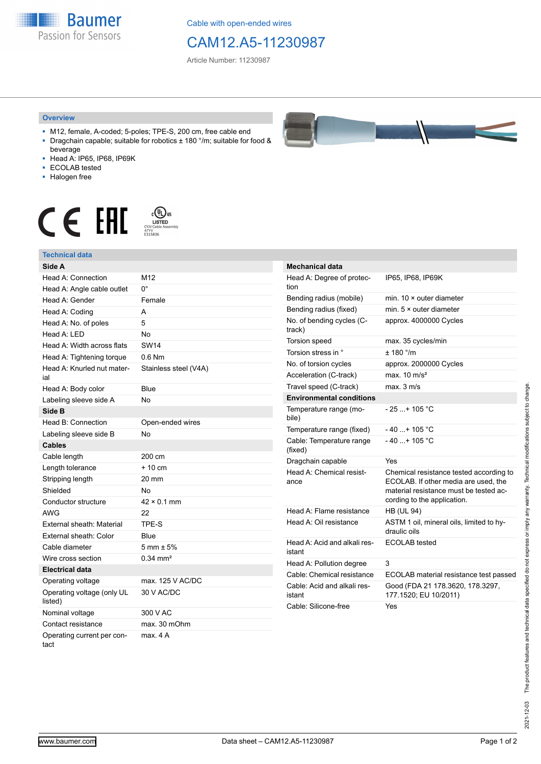Cable with open-ended wires

# CAM12.A5-11230987

Article Number: 11230987

## Overview

- M12, female, A-coded; 5-poles; TPE-S, 200 cm, free cable end
- Dragchain capable; suitable for robotics ± 180 °/m; suitable for food & beverage
- Head A: IP65, IP68, IP69K
- ECOLAB tested
- Halogen free

## Technical data

| Side A | |
|---|---|
| Head A: Connection | M12 |
| Head A: Angle cable outlet | 0° |
| Head A: Gender | Female |
| Head A: Coding | A |
| Head A: No. of poles | 5 |
| Head A: LED | No |
| Head A: Width across flats | SW14 |
| Head A: Tightening torque | 0.6 Nm |
| Head A: Knurled nut material | Stainless steel (V4A) |
| Head A: Body color | Blue |
| Labeling sleeve side A | No |
| **Side B** | |
| Head B: Connection | Open-ended wires |
| Labeling sleeve side B | No |
| **Cables** | |
| Cable length | 200 cm |
| Length tolerance | + 10 cm |
| Stripping length | 20 mm |
| Shielded | No |
| Conductor structure | 42 × 0.1 mm |
| AWG | 22 |
| External sheath: Material | TPE-S |
| External sheath: Color | Blue |
| Cable diameter | 5 mm ± 5% |
| Wire cross section | 0.34 mm² |
| **Electrical data** | |
| Operating voltage | max. 125 V AC/DC |
| Operating voltage (only UL listed) | 30 V AC/DC |
| Nominal voltage | 300 V AC |
| Contact resistance | max. 30 mOhm |
| Operating current per contact | max. 4 A |

| Mechanical data | |
|---|---|
| Head A: Degree of protection | IP65, IP68, IP69K |
| Bending radius (mobile) | min. 10 × outer diameter |
| Bending radius (fixed) | min. 5 × outer diameter |
| No. of bending cycles (C-track) | approx. 4000000 Cycles |
| Torsion speed | max. 35 cycles/min |
| Torsion stress in ° | ± 180 °/m |
| No. of torsion cycles | approx. 2000000 Cycles |
| Acceleration (C-track) | max. 10 m/s² |
| Travel speed (C-track) | max. 3 m/s |
| **Environmental conditions** | |
| Temperature range (mobile) | - 25 ...+ 105 °C |
| Temperature range (fixed) | - 40 ...+ 105 °C |
| Cable: Temperature range (fixed) | - 40 ...+ 105 °C |
| Dragchain capable | Yes |
| Head A: Chemical resistance | Chemical resistance tested according to ECOLAB. If other media are used, the material resistance must be tested according to the application. |
| Head A: Flame resistance | HB (UL 94) |
| Head A: Oil resistance | ASTM 1 oil, mineral oils, limited to hydraulic oils |
| Head A: Acid and alkali resistant | ECOLAB tested |
| Head A: Pollution degree | 3 |
| Cable: Chemical resistance | ECOLAB material resistance test passed |
| Cable: Acid and alkali resistant | Good (FDA 21 178.3620, 178.3297, 177.1520; EU 10/2011) |
| Cable: Silicone-free | Yes |

2021-12-03 The product features and technical data specified do not express or imply any warranty. Technical modifications subject to change.

www.baumer.com Data sheet – CAM12.A5-11230987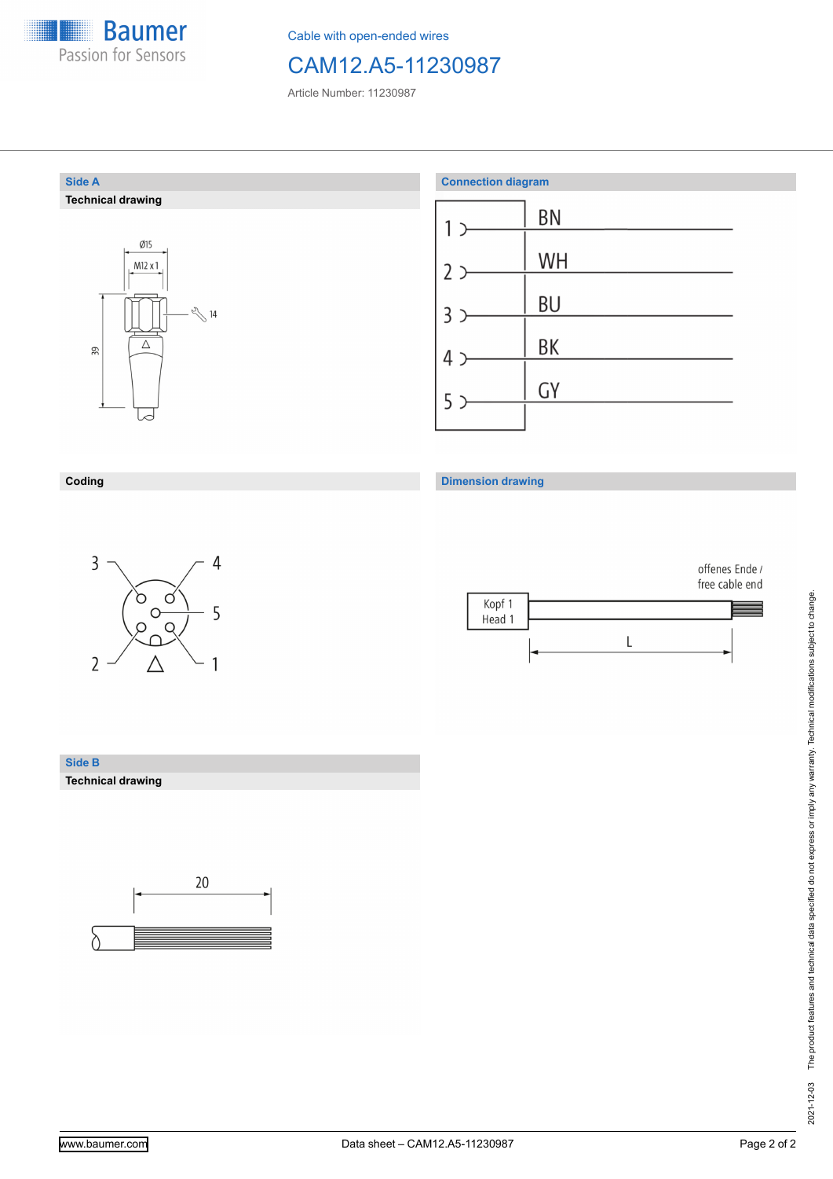Cable with open-ended wires

# CAM12.A5-11230987

Article Number: 11230987

## Side A

### Technical drawing

Ø15

M12 x 1

14

39

## Connection diagram

1 BN

2 WH

3 BU

4 BK

5 GY

### Coding

3

4

5

2

1

## Dimension drawing

offenes Ende / free cable end

Kopf 1 Head 1

L

## Side B

### Technical drawing

20

2021-12-03 The product features and technical data specified do not express or imply any warranty. Technical modifications subject to change.

www.baumer.com

Data sheet – CAM12.A5-11230987